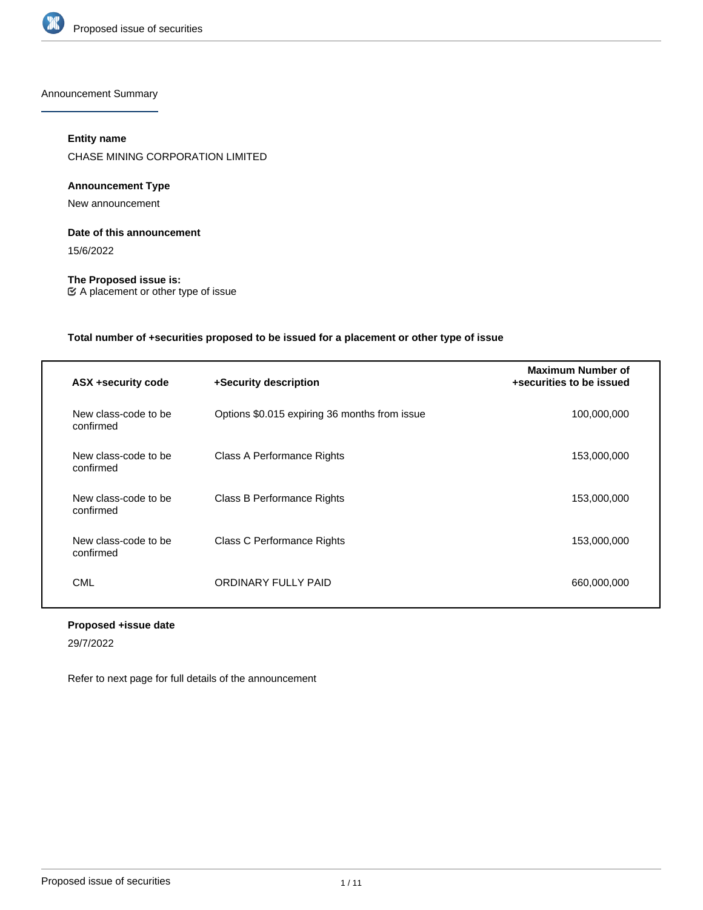## Announcement Summary

### Entity name

CHASE MINING CORPORATION LIMITED

### Announcement Type

New announcement

### Date of this announcement

15/6/2022

### The Proposed issue is:

☑ A placement or other type of issue

### Total number of +securities proposed to be issued for a placement or other type of issue

| ASX +security code | +Security description | Maximum Number of +securities to be issued |
|---|---|---|
| New class-code to be confirmed | Options $0.015 expiring 36 months from issue | 100,000,000 |
| New class-code to be confirmed | Class A Performance Rights | 153,000,000 |
| New class-code to be confirmed | Class B Performance Rights | 153,000,000 |
| New class-code to be confirmed | Class C Performance Rights | 153,000,000 |
| CML | ORDINARY FULLY PAID | 660,000,000 |

### Proposed +issue date

29/7/2022

Refer to next page for full details of the announcement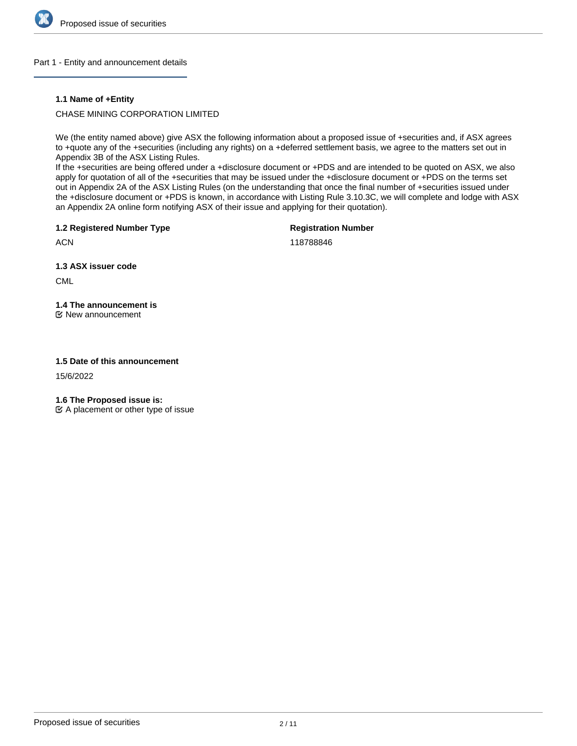## Part 1 - Entity and announcement details

**1.1 Name of +Entity**

CHASE MINING CORPORATION LIMITED

We (the entity named above) give ASX the following information about a proposed issue of +securities and, if ASX agrees to +quote any of the +securities (including any rights) on a +deferred settlement basis, we agree to the matters set out in Appendix 3B of the ASX Listing Rules.
If the +securities are being offered under a +disclosure document or +PDS and are intended to be quoted on ASX, we also apply for quotation of all of the +securities that may be issued under the +disclosure document or +PDS on the terms set out in Appendix 2A of the ASX Listing Rules (on the understanding that once the final number of +securities issued under the +disclosure document or +PDS is known, in accordance with Listing Rule 3.10.3C, we will complete and lodge with ASX an Appendix 2A online form notifying ASX of their issue and applying for their quotation).

**1.2 Registered Number Type**

ACN

**Registration Number**

118788846

**1.3 ASX issuer code**

CML

**1.4 The announcement is**

☑ New announcement

**1.5 Date of this announcement**

15/6/2022

**1.6 The Proposed issue is:**

☑ A placement or other type of issue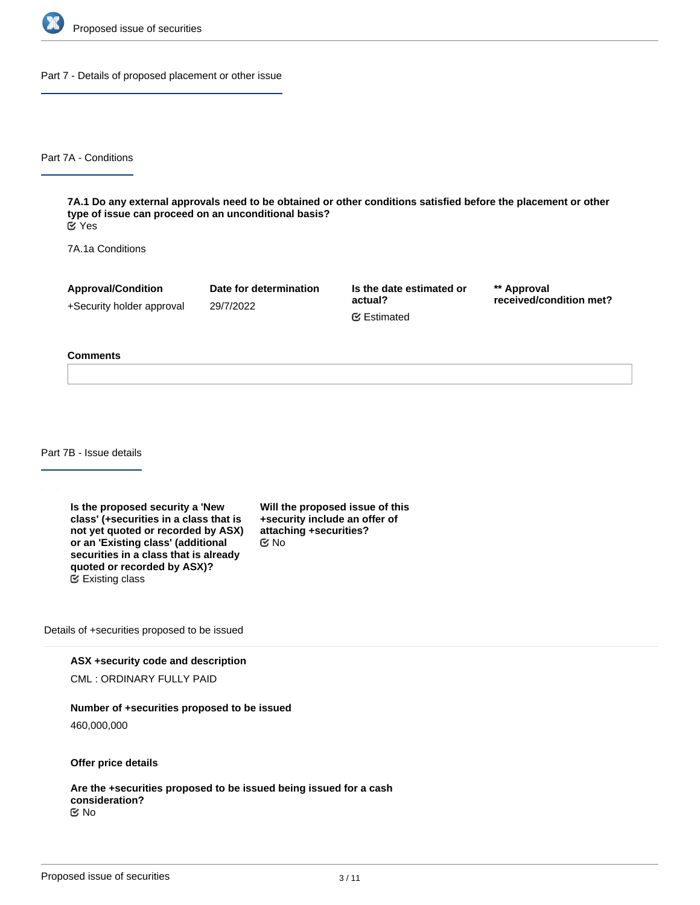## Part 7 - Details of proposed placement or other issue

### Part 7A - Conditions

**7A.1 Do any external approvals need to be obtained or other conditions satisfied before the placement or other type of issue can proceed on an unconditional basis?**
Yes

7A.1a Conditions

| Approval/Condition | Date for determination | Is the date estimated or actual? | ** Approval received/condition met? |
|---|---|---|---|
| +Security holder approval | 29/7/2022 | Estimated | |

**Comments**

### Part 7B - Issue details

**Is the proposed security a 'New class' (+securities in a class that is not yet quoted or recorded by ASX) or an 'Existing class' (additional securities in a class that is already quoted or recorded by ASX)?**
Existing class

**Will the proposed issue of this +security include an offer of attaching +securities?**
No

Details of +securities proposed to be issued

**ASX +security code and description**

CML : ORDINARY FULLY PAID

**Number of +securities proposed to be issued**

460,000,000

**Offer price details**

**Are the +securities proposed to be issued being issued for a cash consideration?**
No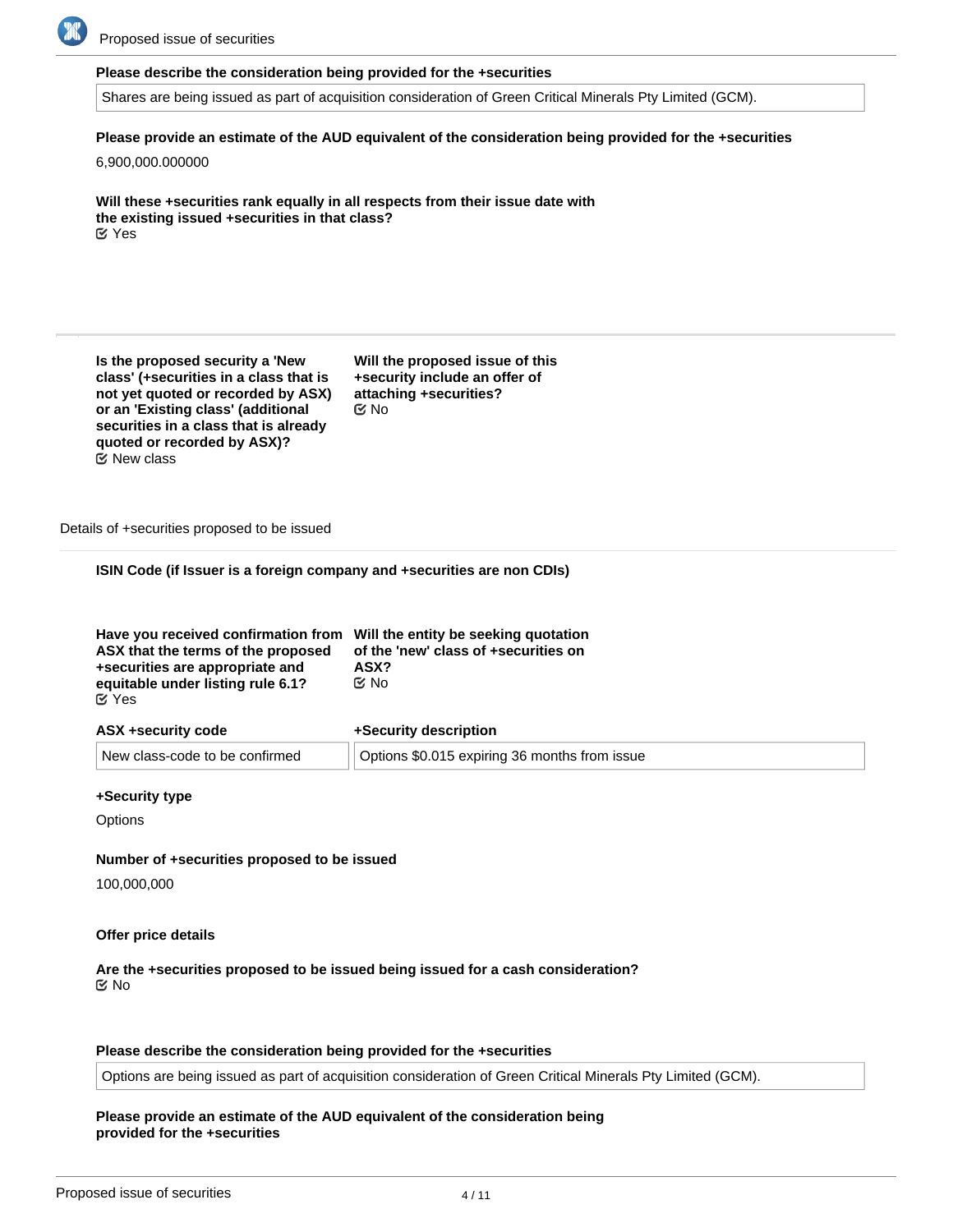**Please describe the consideration being provided for the +securities**

Shares are being issued as part of acquisition consideration of Green Critical Minerals Pty Limited (GCM).

**Please provide an estimate of the AUD equivalent of the consideration being provided for the +securities**

6,900,000.000000

**Will these +securities rank equally in all respects from their issue date with the existing issued +securities in that class?**

Yes

**Is the proposed security a 'New class' (+securities in a class that is not yet quoted or recorded by ASX) or an 'Existing class' (additional securities in a class that is already quoted or recorded by ASX)?**

New class

**Will the proposed issue of this +security include an offer of attaching +securities?**

No

Details of +securities proposed to be issued

**ISIN Code (if Issuer is a foreign company and +securities are non CDIs)**

**Have you received confirmation from ASX that the terms of the proposed +securities are appropriate and equitable under listing rule 6.1?**

Yes

**Will the entity be seeking quotation of the 'new' class of +securities on ASX?**

No

| ASX +security code | +Security description |
| --- | --- |
| New class-code to be confirmed | Options $0.015 expiring 36 months from issue |

**+Security type**

Options

**Number of +securities proposed to be issued**

100,000,000

**Offer price details**

**Are the +securities proposed to be issued being issued for a cash consideration?**

No

**Please describe the consideration being provided for the +securities**

Options are being issued as part of acquisition consideration of Green Critical Minerals Pty Limited (GCM).

**Please provide an estimate of the AUD equivalent of the consideration being provided for the +securities**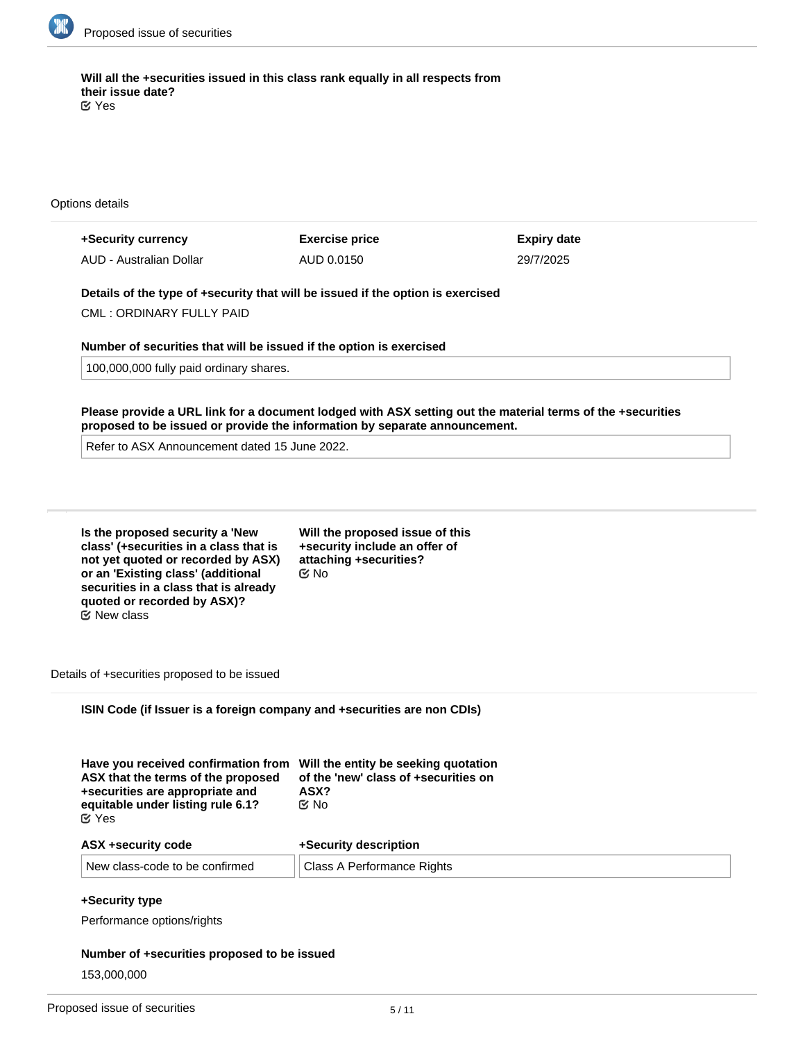**Will all the +securities issued in this class rank equally in all respects from their issue date?**
☑ Yes

Options details

| **+Security currency** | **Exercise price** | **Expiry date** |
|---|---|---|
| AUD - Australian Dollar | AUD 0.0150 | 29/7/2025 |

**Details of the type of +security that will be issued if the option is exercised**

CML : ORDINARY FULLY PAID

**Number of securities that will be issued if the option is exercised**

100,000,000 fully paid ordinary shares.

**Please provide a URL link for a document lodged with ASX setting out the material terms of the +securities proposed to be issued or provide the information by separate announcement.**

Refer to ASX Announcement dated 15 June 2022.

---

**Is the proposed security a 'New class' (+securities in a class that is not yet quoted or recorded by ASX) or an 'Existing class' (additional securities in a class that is already quoted or recorded by ASX)?**
☑ New class

**Will the proposed issue of this +security include an offer of attaching +securities?**
☑ No

Details of +securities proposed to be issued

**ISIN Code (if Issuer is a foreign company and +securities are non CDIs)**

**Have you received confirmation from ASX that the terms of the proposed +securities are appropriate and equitable under listing rule 6.1?**
☑ Yes

**Will the entity be seeking quotation of the 'new' class of +securities on ASX?**
☑ No

| **ASX +security code** | **+Security description** |
|---|---|
| New class-code to be confirmed | Class A Performance Rights |

**+Security type**

Performance options/rights

**Number of +securities proposed to be issued**

153,000,000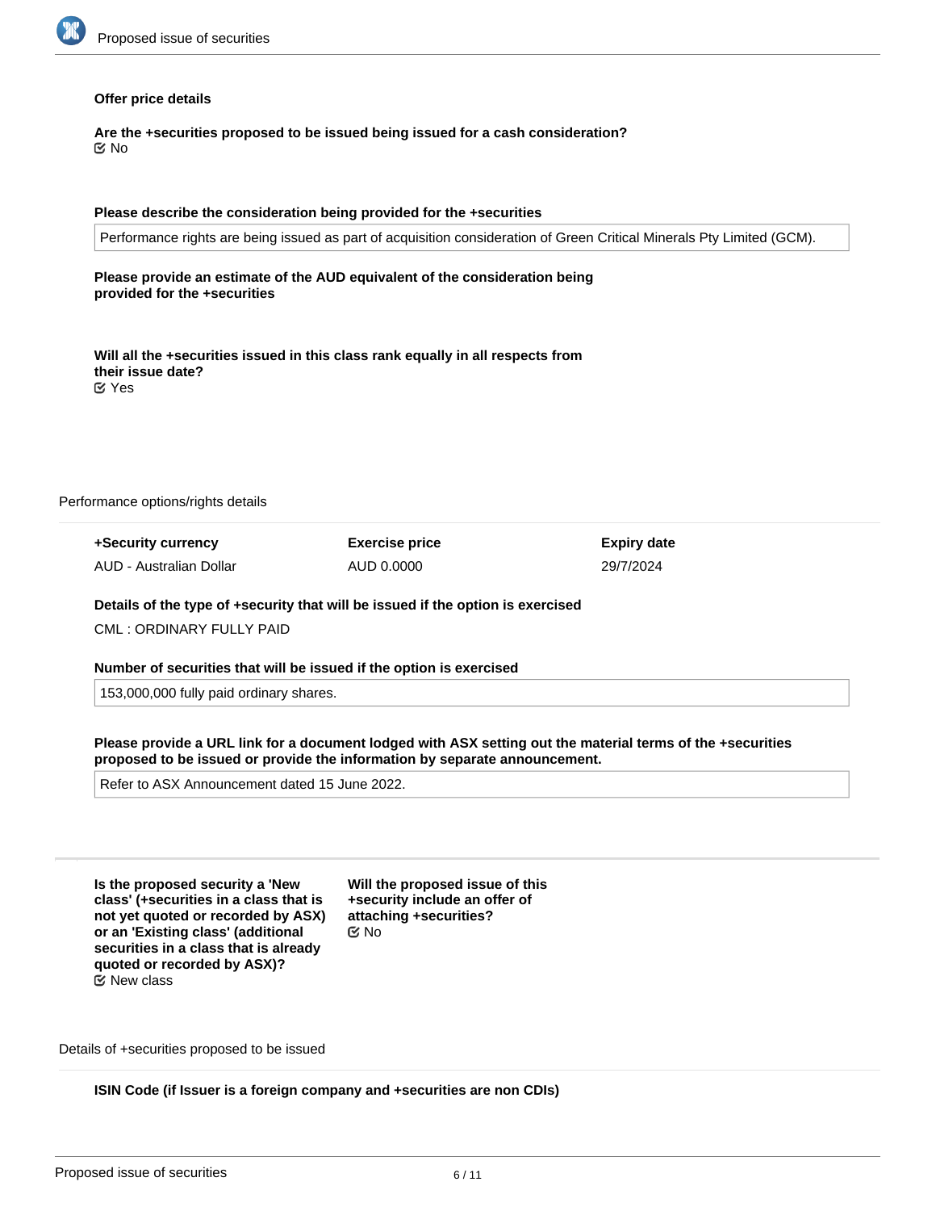**Offer price details**

**Are the +securities proposed to be issued being issued for a cash consideration?**
☑ No

**Please describe the consideration being provided for the +securities**

Performance rights are being issued as part of acquisition consideration of Green Critical Minerals Pty Limited (GCM).

**Please provide an estimate of the AUD equivalent of the consideration being provided for the +securities**

**Will all the +securities issued in this class rank equally in all respects from their issue date?**
☑ Yes

Performance options/rights details

| +Security currency | Exercise price | Expiry date |
| --- | --- | --- |
| AUD - Australian Dollar | AUD 0.0000 | 29/7/2024 |

**Details of the type of +security that will be issued if the option is exercised**

CML : ORDINARY FULLY PAID

**Number of securities that will be issued if the option is exercised**

153,000,000 fully paid ordinary shares.

**Please provide a URL link for a document lodged with ASX setting out the material terms of the +securities proposed to be issued or provide the information by separate announcement.**

Refer to ASX Announcement dated 15 June 2022.

**Is the proposed security a 'New class' (+securities in a class that is not yet quoted or recorded by ASX) or an 'Existing class' (additional securities in a class that is already quoted or recorded by ASX)?**
☑ New class

**Will the proposed issue of this +security include an offer of attaching +securities?**
☑ No

Details of +securities proposed to be issued

**ISIN Code (if Issuer is a foreign company and +securities are non CDIs)**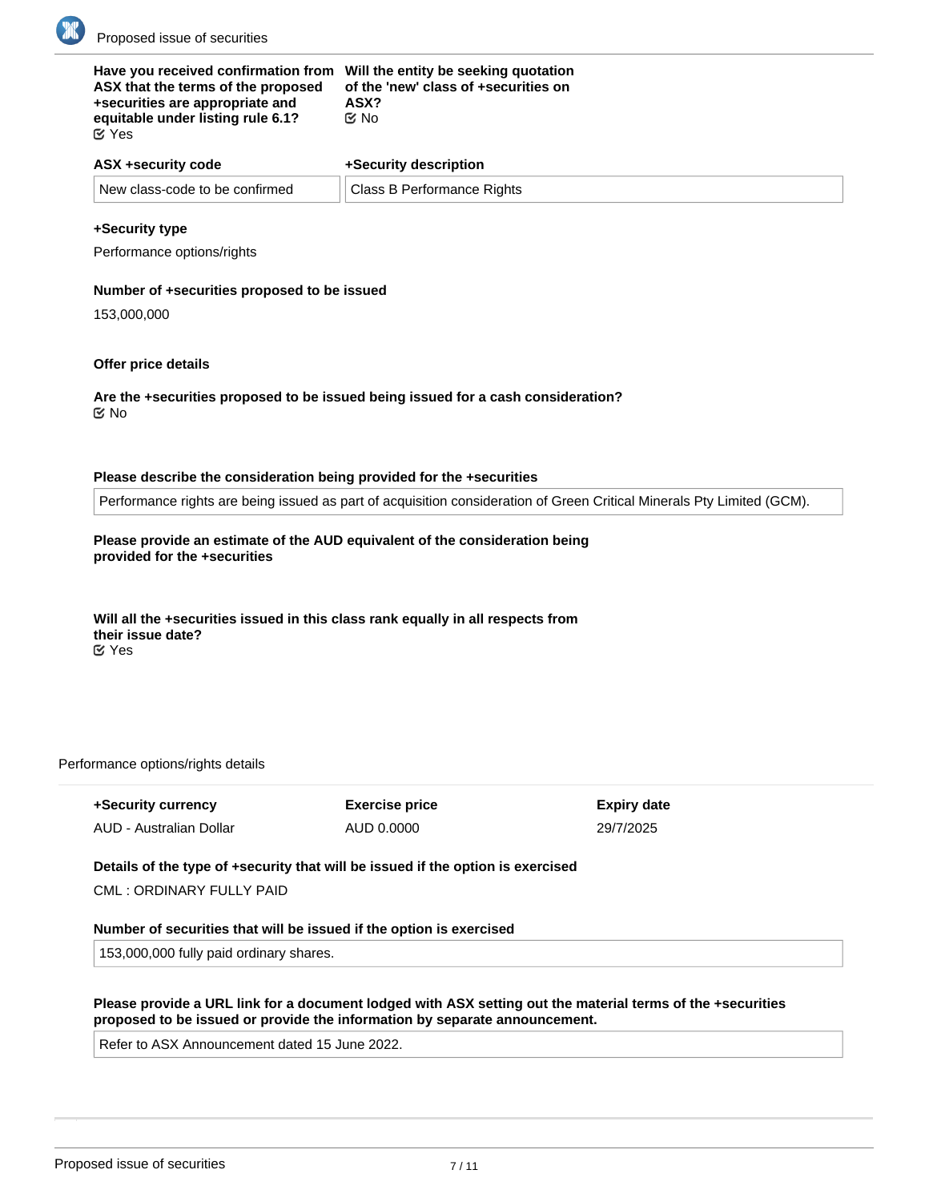**Have you received confirmation from ASX that the terms of the proposed +securities are appropriate and equitable under listing rule 6.1?**
☑ Yes

**Will the entity be seeking quotation of the 'new' class of +securities on ASX?**
☑ No

| ASX +security code | +Security description |
|---|---|
| New class-code to be confirmed | Class B Performance Rights |

**+Security type**

Performance options/rights

**Number of +securities proposed to be issued**

153,000,000

**Offer price details**

**Are the +securities proposed to be issued being issued for a cash consideration?**
☑ No

**Please describe the consideration being provided for the +securities**

Performance rights are being issued as part of acquisition consideration of Green Critical Minerals Pty Limited (GCM).

**Please provide an estimate of the AUD equivalent of the consideration being provided for the +securities**

**Will all the +securities issued in this class rank equally in all respects from their issue date?**
☑ Yes

Performance options/rights details

| +Security currency | Exercise price | Expiry date |
|---|---|---|
| AUD - Australian Dollar | AUD 0.0000 | 29/7/2025 |

**Details of the type of +security that will be issued if the option is exercised**

CML : ORDINARY FULLY PAID

**Number of securities that will be issued if the option is exercised**

153,000,000 fully paid ordinary shares.

**Please provide a URL link for a document lodged with ASX setting out the material terms of the +securities proposed to be issued or provide the information by separate announcement.**

Refer to ASX Announcement dated 15 June 2022.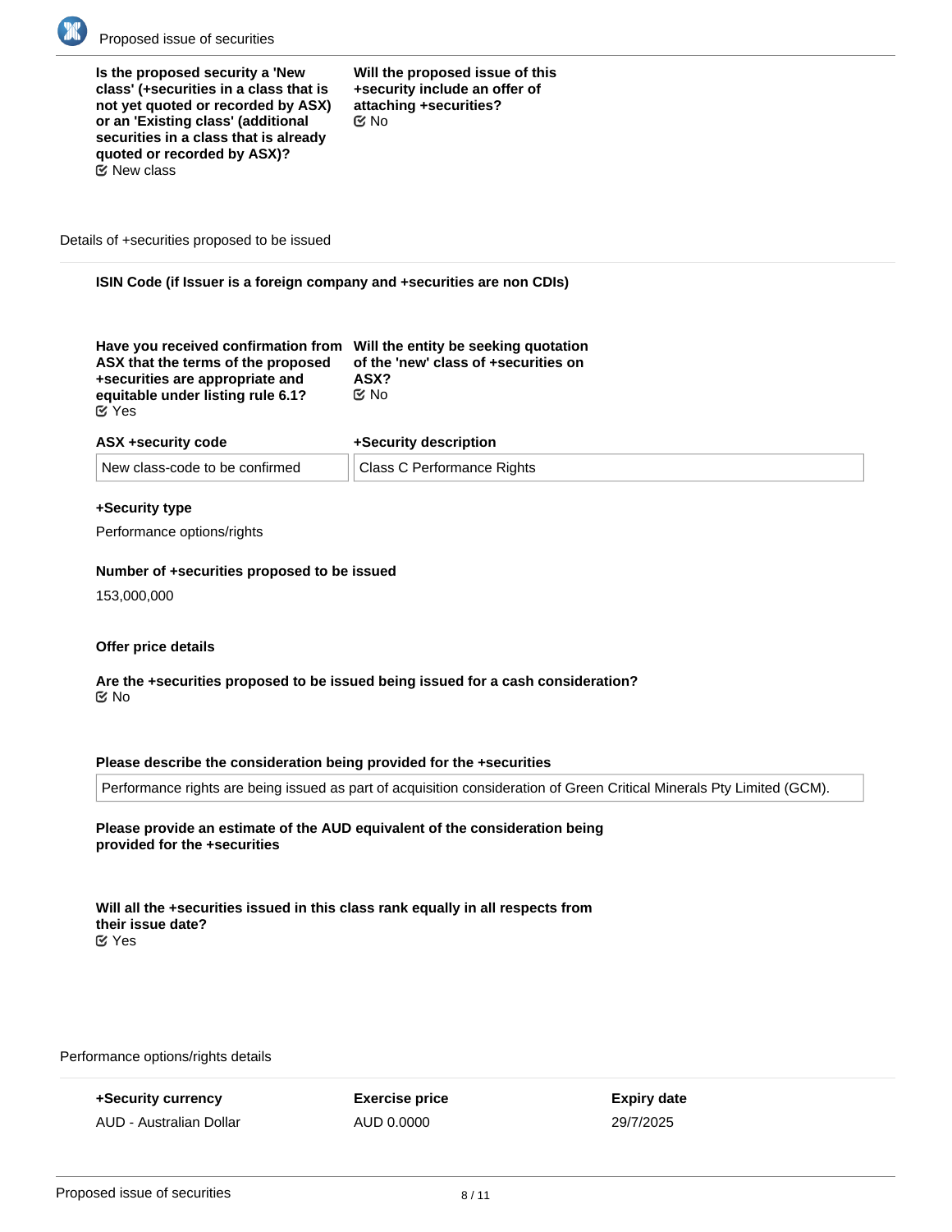**Is the proposed security a 'New class' (+securities in a class that is not yet quoted or recorded by ASX) or an 'Existing class' (additional securities in a class that is already quoted or recorded by ASX)?**
☑ New class

**Will the proposed issue of this +security include an offer of attaching +securities?**
☑ No

Details of +securities proposed to be issued

**ISIN Code (if Issuer is a foreign company and +securities are non CDIs)**

**Have you received confirmation from ASX that the terms of the proposed +securities are appropriate and equitable under listing rule 6.1?**
☑ Yes

**Will the entity be seeking quotation of the 'new' class of +securities on ASX?**
☑ No

| ASX +security code | +Security description |
|---|---|
| New class-code to be confirmed | Class C Performance Rights |

**+Security type**

Performance options/rights

**Number of +securities proposed to be issued**

153,000,000

**Offer price details**

**Are the +securities proposed to be issued being issued for a cash consideration?**
☑ No

**Please describe the consideration being provided for the +securities**

Performance rights are being issued as part of acquisition consideration of Green Critical Minerals Pty Limited (GCM).

**Please provide an estimate of the AUD equivalent of the consideration being provided for the +securities**

**Will all the +securities issued in this class rank equally in all respects from their issue date?**
☑ Yes

Performance options/rights details

| +Security currency | Exercise price | Expiry date |
|---|---|---|
| AUD - Australian Dollar | AUD 0.0000 | 29/7/2025 |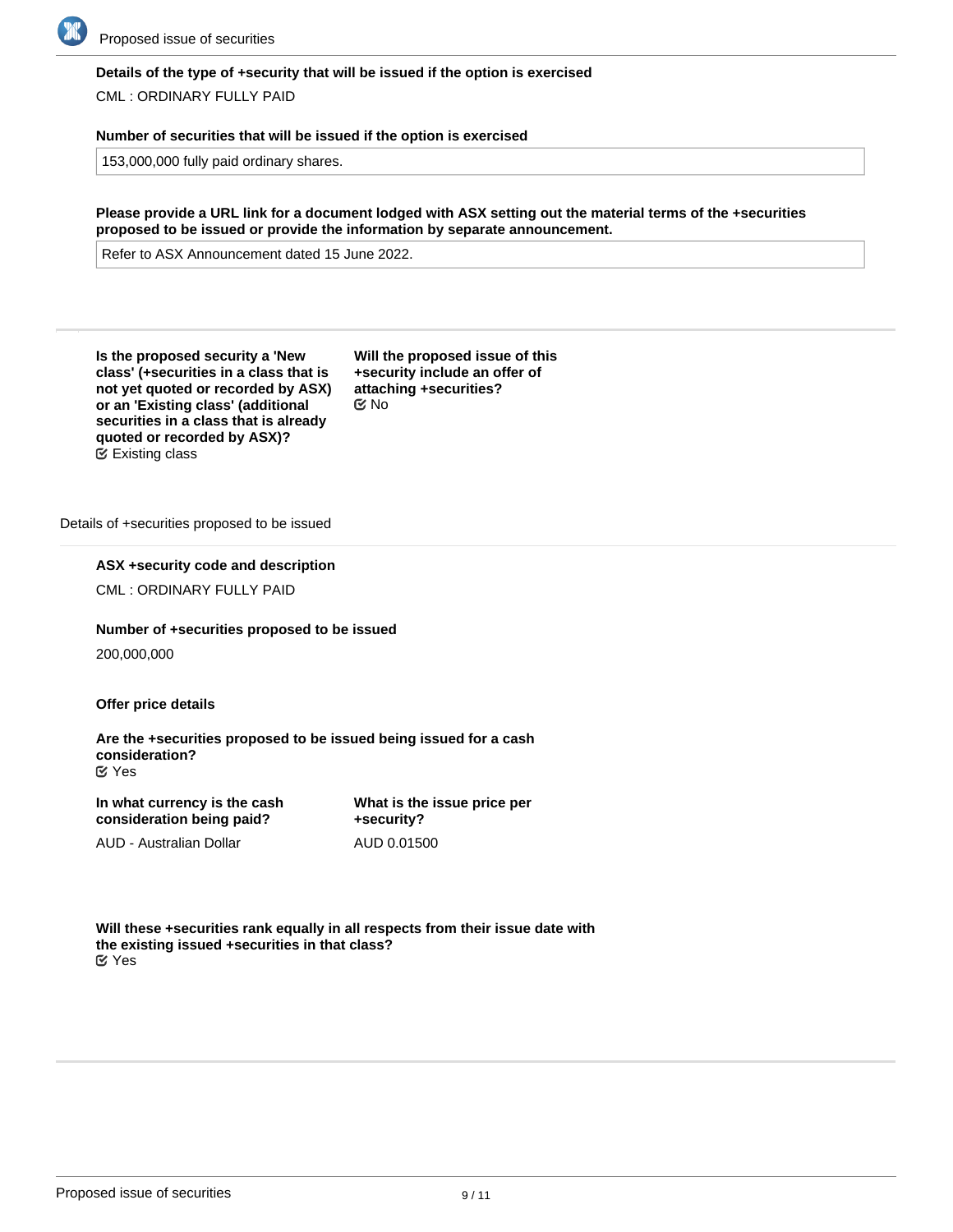**Details of the type of +security that will be issued if the option is exercised**

CML : ORDINARY FULLY PAID

**Number of securities that will be issued if the option is exercised**

153,000,000 fully paid ordinary shares.

**Please provide a URL link for a document lodged with ASX setting out the material terms of the +securities proposed to be issued or provide the information by separate announcement.**

Refer to ASX Announcement dated 15 June 2022.

---

**Is the proposed security a 'New class' (+securities in a class that is not yet quoted or recorded by ASX) or an 'Existing class' (additional securities in a class that is already quoted or recorded by ASX)?**

Existing class

**Will the proposed issue of this +security include an offer of attaching +securities?**

No

Details of +securities proposed to be issued

**ASX +security code and description**

CML : ORDINARY FULLY PAID

**Number of +securities proposed to be issued**

200,000,000

**Offer price details**

**Are the +securities proposed to be issued being issued for a cash consideration?**

Yes

**In what currency is the cash consideration being paid?**

AUD - Australian Dollar

**What is the issue price per +security?**

AUD 0.01500

**Will these +securities rank equally in all respects from their issue date with the existing issued +securities in that class?**

Yes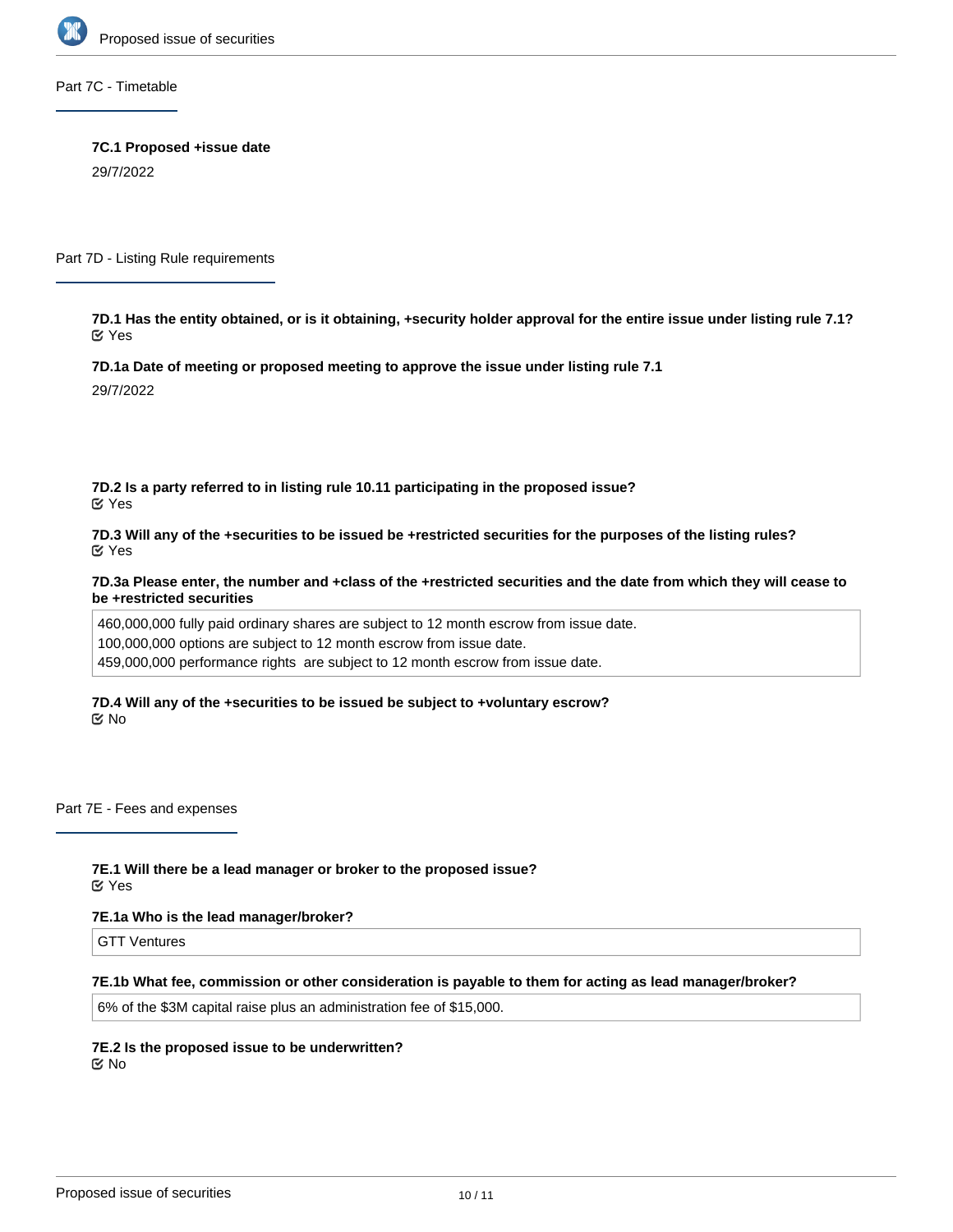## Part 7C - Timetable

**7C.1 Proposed +issue date**

29/7/2022

## Part 7D - Listing Rule requirements

**7D.1 Has the entity obtained, or is it obtaining, +security holder approval for the entire issue under listing rule 7.1?**

Yes

**7D.1a Date of meeting or proposed meeting to approve the issue under listing rule 7.1**

29/7/2022

**7D.2 Is a party referred to in listing rule 10.11 participating in the proposed issue?**

Yes

**7D.3 Will any of the +securities to be issued be +restricted securities for the purposes of the listing rules?**

Yes

**7D.3a Please enter, the number and +class of the +restricted securities and the date from which they will cease to be +restricted securities**

460,000,000 fully paid ordinary shares are subject to 12 month escrow from issue date.
100,000,000 options are subject to 12 month escrow from issue date.
459,000,000 performance rights are subject to 12 month escrow from issue date.

**7D.4 Will any of the +securities to be issued be subject to +voluntary escrow?**

No

## Part 7E - Fees and expenses

**7E.1 Will there be a lead manager or broker to the proposed issue?**

Yes

**7E.1a Who is the lead manager/broker?**

GTT Ventures

**7E.1b What fee, commission or other consideration is payable to them for acting as lead manager/broker?**

6% of the $3M capital raise plus an administration fee of $15,000.

**7E.2 Is the proposed issue to be underwritten?**

No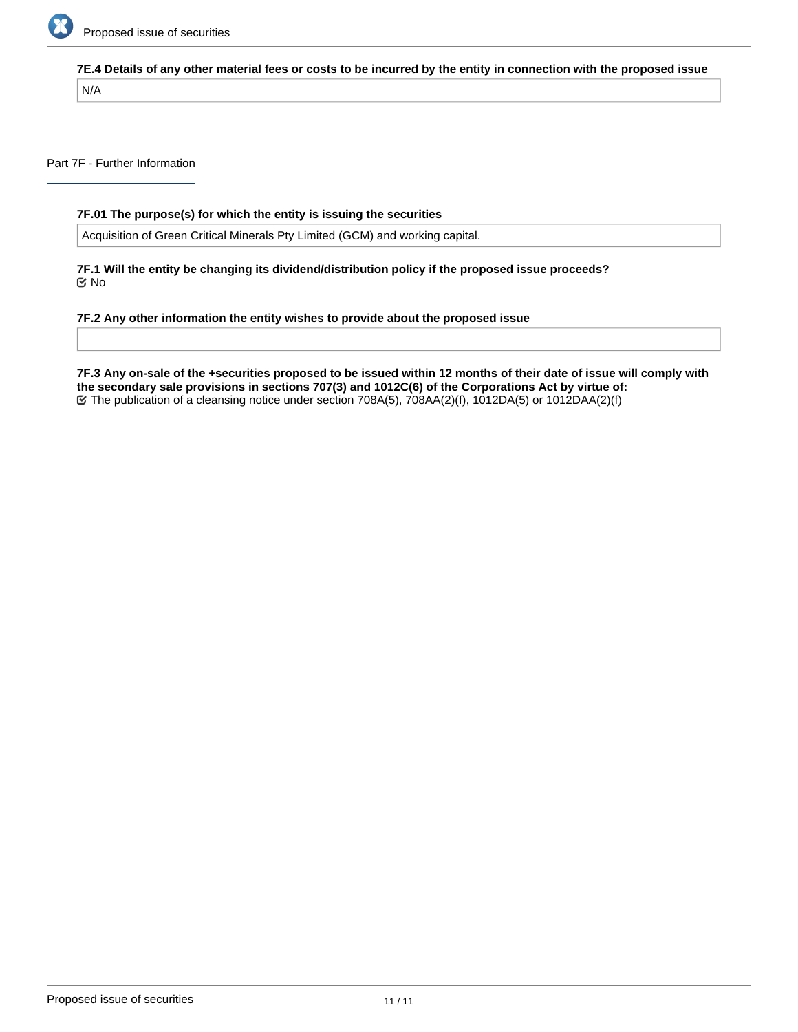**7E.4 Details of any other material fees or costs to be incurred by the entity in connection with the proposed issue**

N/A

## Part 7F - Further Information

**7F.01 The purpose(s) for which the entity is issuing the securities**

Acquisition of Green Critical Minerals Pty Limited (GCM) and working capital.

**7F.1 Will the entity be changing its dividend/distribution policy if the proposed issue proceeds?**

☑ No

**7F.2 Any other information the entity wishes to provide about the proposed issue**

**7F.3 Any on-sale of the +securities proposed to be issued within 12 months of their date of issue will comply with the secondary sale provisions in sections 707(3) and 1012C(6) of the Corporations Act by virtue of:**

☑ The publication of a cleansing notice under section 708A(5), 708AA(2)(f), 1012DA(5) or 1012DAA(2)(f)